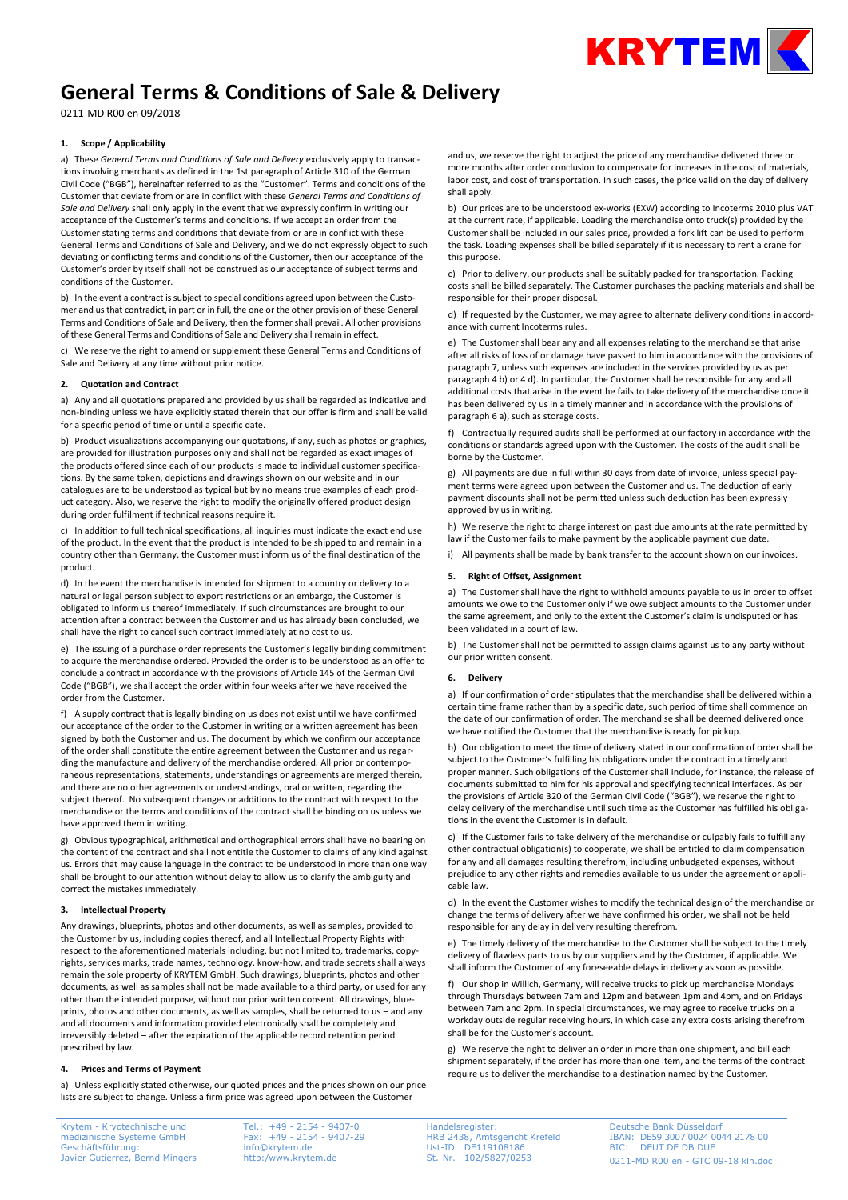# General Terms & Conditions of Sale & Delivery

0211-MD R00 en 09/2018

## 1. Scope / Applicability

a) These *General Terms and Conditions of Sale and Delivery* exclusively apply to transactions involving merchants as defined in the 1st paragraph of Article 310 of the German Civil Code ("BGB"), hereinafter referred to as the "Customer". Terms and conditions of the Customer that deviate from or are in conflict with these *General Terms and Conditions of Sale and Delivery* shall only apply in the event that we expressly confirm in writing our acceptance of the Customer's terms and conditions. If we accept an order from the Customer stating terms and conditions that deviate from or are in conflict with these General Terms and Conditions of Sale and Delivery, and we do not expressly object to such deviating or conflicting terms and conditions of the Customer, then our acceptance of the Customer's order by itself shall not be construed as our acceptance of subject terms and conditions of the Customer.

b) In the event a contract is subject to special conditions agreed upon between the Customer and us that contradict, in part or in full, the one or the other provision of these General Terms and Conditions of Sale and Delivery, then the former shall prevail. All other provisions of these General Terms and Conditions of Sale and Delivery shall remain in effect.

c) We reserve the right to amend or supplement these General Terms and Conditions of Sale and Delivery at any time without prior notice.

## 2. Quotation and Contract

a) Any and all quotations prepared and provided by us shall be regarded as indicative and non-binding unless we have explicitly stated therein that our offer is firm and shall be valid for a specific period of time or until a specific date.

b) Product visualizations accompanying our quotations, if any, such as photos or graphics, are provided for illustration purposes only and shall not be regarded as exact images of the products offered since each of our products is made to individual customer specifications. By the same token, depictions and drawings shown on our website and in our catalogues are to be understood as typical but by no means true examples of each product category. Also, we reserve the right to modify the originally offered product design during order fulfilment if technical reasons require it.

c) In addition to full technical specifications, all inquiries must indicate the exact end use of the product. In the event that the product is intended to be shipped to and remain in a country other than Germany, the Customer must inform us of the final destination of the product.

d) In the event the merchandise is intended for shipment to a country or delivery to a natural or legal person subject to export restrictions or an embargo, the Customer is obligated to inform us thereof immediately. If such circumstances are brought to our attention after a contract between the Customer and us has already been concluded, we shall have the right to cancel such contract immediately at no cost to us.

e) The issuing of a purchase order represents the Customer's legally binding commitment to acquire the merchandise ordered. Provided the order is to be understood as an offer to conclude a contract in accordance with the provisions of Article 145 of the German Civil Code ("BGB"), we shall accept the order within four weeks after we have received the order from the Customer.

f) A supply contract that is legally binding on us does not exist until we have confirmed our acceptance of the order to the Customer in writing or a written agreement has been signed by both the Customer and us. The document by which we confirm our acceptance of the order shall constitute the entire agreement between the Customer and us regarding the manufacture and delivery of the merchandise ordered. All prior or contemporaneous representations, statements, understandings or agreements are merged therein, and there are no other agreements or understandings, oral or written, regarding the subject thereof. No subsequent changes or additions to the contract with respect to the merchandise or the terms and conditions of the contract shall be binding on us unless we have approved them in writing.

g) Obvious typographical, arithmetical and orthographical errors shall have no bearing on the content of the contract and shall not entitle the Customer to claims of any kind against us. Errors that may cause language in the contract to be understood in more than one way shall be brought to our attention without delay to allow us to clarify the ambiguity and correct the mistakes immediately.

## 3. Intellectual Property

Any drawings, blueprints, photos and other documents, as well as samples, provided to the Customer by us, including copies thereof, and all Intellectual Property Rights with respect to the aforementioned materials including, but not limited to, trademarks, copyrights, services marks, trade names, technology, know-how, and trade secrets shall always remain the sole property of KRYTEM GmbH. Such drawings, blueprints, photos and other documents, as well as samples shall not be made available to a third party, or used for any other than the intended purpose, without our prior written consent. All drawings, blueprints, photos and other documents, as well as samples, shall be returned to us – and any and all documents and information provided electronically shall be completely and irreversibly deleted – after the expiration of the applicable record retention period prescribed by law.

## 4. Prices and Terms of Payment

a) Unless explicitly stated otherwise, our quoted prices and the prices shown on our price lists are subject to change. Unless a firm price was agreed upon between the Customer and us, we reserve the right to adjust the price of any merchandise delivered three or more months after order conclusion to compensate for increases in the cost of materials, labor cost, and cost of transportation. In such cases, the price valid on the day of delivery shall apply.

b) Our prices are to be understood ex-works (EXW) according to Incoterms 2010 plus VAT at the current rate, if applicable. Loading the merchandise onto truck(s) provided by the Customer shall be included in our sales price, provided a fork lift can be used to perform the task. Loading expenses shall be billed separately if it is necessary to rent a crane for this purpose.

c) Prior to delivery, our products shall be suitably packed for transportation. Packing costs shall be billed separately. The Customer purchases the packing materials and shall be responsible for their proper disposal.

d) If requested by the Customer, we may agree to alternate delivery conditions in accordance with current Incoterms rules.

e) The Customer shall bear any and all expenses relating to the merchandise that arise after all risks of loss of or damage have passed to him in accordance with the provisions of paragraph 7, unless such expenses are included in the services provided by us as per paragraph 4 b) or 4 d). In particular, the Customer shall be responsible for any and all additional costs that arise in the event he fails to take delivery of the merchandise once it has been delivered by us in a timely manner and in accordance with the provisions of paragraph 6 a), such as storage costs.

f) Contractually required audits shall be performed at our factory in accordance with the conditions or standards agreed upon with the Customer. The costs of the audit shall be borne by the Customer.

g) All payments are due in full within 30 days from date of invoice, unless special payment terms were agreed upon between the Customer and us. The deduction of early payment discounts shall not be permitted unless such deduction has been expressly approved by us in writing.

h) We reserve the right to charge interest on past due amounts at the rate permitted by law if the Customer fails to make payment by the applicable payment due date.

i) All payments shall be made by bank transfer to the account shown on our invoices.

## 5. Right of Offset, Assignment

a) The Customer shall have the right to withhold amounts payable to us in order to offset amounts we owe to the Customer only if we owe subject amounts to the Customer under the same agreement, and only to the extent the Customer's claim is undisputed or has been validated in a court of law.

b) The Customer shall not be permitted to assign claims against us to any party without our prior written consent.

## 6. Delivery

a) If our confirmation of order stipulates that the merchandise shall be delivered within a certain time frame rather than by a specific date, such period of time shall commence on the date of our confirmation of order. The merchandise shall be deemed delivered once we have notified the Customer that the merchandise is ready for pickup.

b) Our obligation to meet the time of delivery stated in our confirmation of order shall be subject to the Customer's fulfilling his obligations under the contract in a timely and proper manner. Such obligations of the Customer shall include, for instance, the release of documents submitted to him for his approval and specifying technical interfaces. As per the provisions of Article 320 of the German Civil Code ("BGB"), we reserve the right to delay delivery of the merchandise until such time as the Customer has fulfilled his obligations in the event the Customer is in default.

c) If the Customer fails to take delivery of the merchandise or culpably fails to fulfill any other contractual obligation(s) to cooperate, we shall be entitled to claim compensation for any and all damages resulting therefrom, including unbudgeted expenses, without prejudice to any other rights and remedies available to us under the agreement or applicable law.

d) In the event the Customer wishes to modify the technical design of the merchandise or change the terms of delivery after we have confirmed his order, we shall not be held responsible for any delay in delivery resulting therefrom.

e) The timely delivery of the merchandise to the Customer shall be subject to the timely delivery of flawless parts to us by our suppliers and by the Customer, if applicable. We shall inform the Customer of any foreseeable delays in delivery as soon as possible.

f) Our shop in Willich, Germany, will receive trucks to pick up merchandise Mondays through Thursdays between 7am and 12pm and between 1pm and 4pm, and on Fridays between 7am and 2pm. In special circumstances, we may agree to receive trucks on a workday outside regular receiving hours, in which case any extra costs arising therefrom shall be for the Customer's account.

g) We reserve the right to deliver an order in more than one shipment, and bill each shipment separately, if the order has more than one item, and the terms of the contract require us to deliver the merchandise to a destination named by the Customer.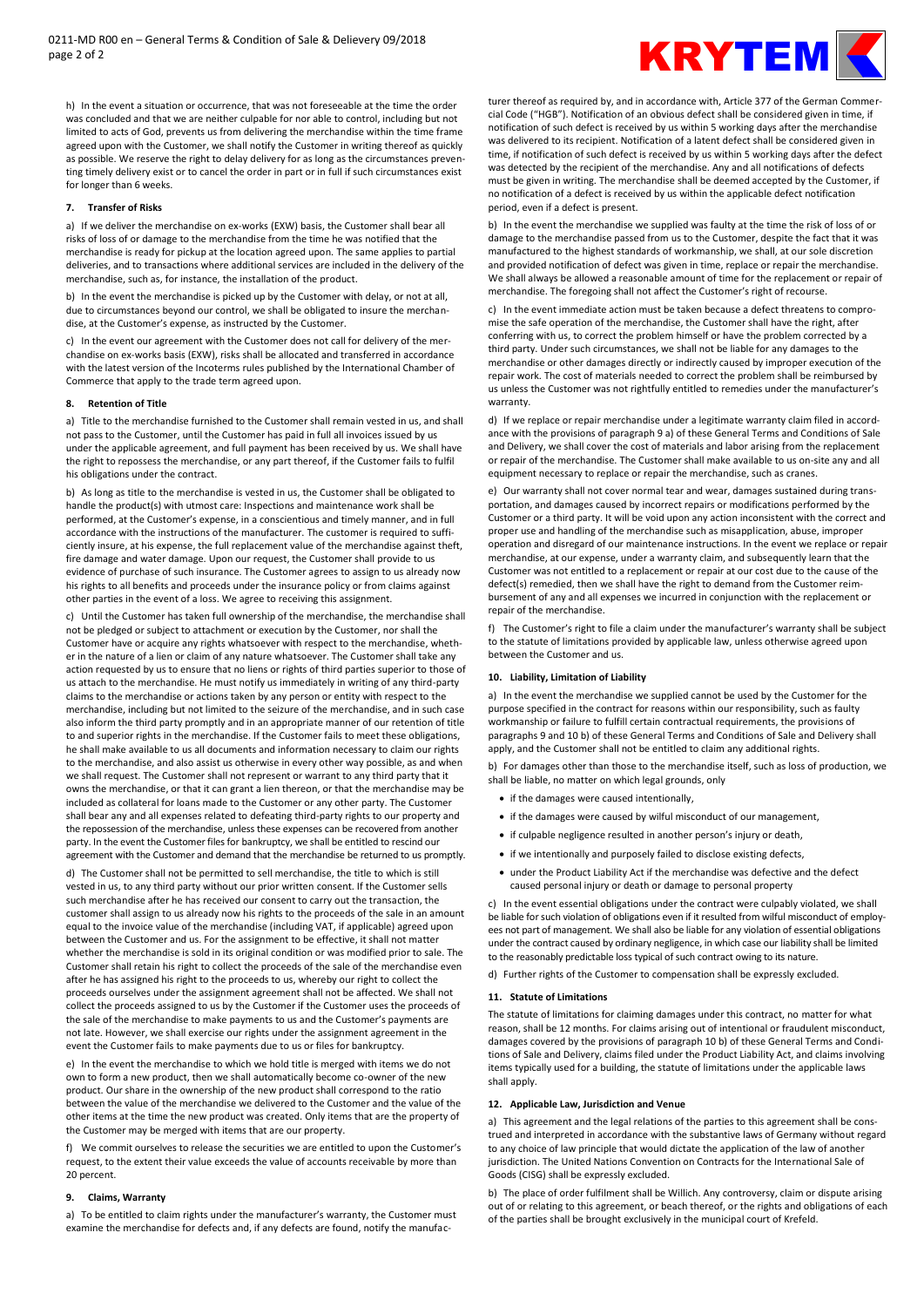h) In the event a situation or occurrence, that was not foreseeable at the time the order was concluded and that we are neither culpable for nor able to control, including but not limited to acts of God, prevents us from delivering the merchandise within the time frame agreed upon with the Customer, we shall notify the Customer in writing thereof as quickly as possible. We reserve the right to delay delivery for as long as the circumstances preventing timely delivery exist or to cancel the order in part or in full if such circumstances exist for longer than 6 weeks.

#### 7. Transfer of Risks

a) If we deliver the merchandise on ex-works (EXW) basis, the Customer shall bear all risks of loss of or damage to the merchandise from the time he was notified that the merchandise is ready for pickup at the location agreed upon. The same applies to partial deliveries, and to transactions where additional services are included in the delivery of the merchandise, such as, for instance, the installation of the product.

b) In the event the merchandise is picked up by the Customer with delay, or not at all, due to circumstances beyond our control, we shall be obligated to insure the merchandise, at the Customer's expense, as instructed by the Customer.

c) In the event our agreement with the Customer does not call for delivery of the merchandise on ex-works basis (EXW), risks shall be allocated and transferred in accordance with the latest version of the Incoterms rules published by the International Chamber of Commerce that apply to the trade term agreed upon.

#### 8. Retention of Title

a) Title to the merchandise furnished to the Customer shall remain vested in us, and shall not pass to the Customer, until the Customer has paid in full all invoices issued by us under the applicable agreement, and full payment has been received by us. We have the right to repossess the merchandise, or any part thereof, if the Customer fails to fulfil his obligations under the contract.

b) As long as title to the merchandise is vested in us, the Customer shall be obligated to handle the product(s) with utmost care: Inspections and maintenance work shall be performed, at the Customer's expense, in a conscientious and timely manner, and in full accordance with the instructions of the manufacturer. The customer is required to sufficiently insure, at his expense, the full replacement value of the merchandise against theft, fire damage and water damage. Upon our request, the Customer shall provide to us evidence of purchase of such insurance. The Customer agrees to assign to us already now his rights to all benefits and proceeds under the insurance policy or from claims against other parties in the event of a loss. We agree to receiving this assignment.

c) Until the Customer has taken full ownership of the merchandise, the merchandise shall not be pledged or subject to attachment or execution by the Customer, nor shall the Customer have or acquire any rights whatsoever with respect to the merchandise, whether in the nature of a lien or claim of any nature whatsoever. The Customer shall take any action requested by us to ensure that no liens or rights of third parties superior to those of us attach to the merchandise. He must notify us immediately in writing of any third-party claims to the merchandise or actions taken by any person or entity with respect to the merchandise, including but not limited to the seizure of the merchandise, and in such case also inform the third party promptly and in an appropriate manner of our retention of title to and superior rights in the merchandise. If the Customer fails to meet these obligations, he shall make available to us all documents and information necessary to claim our rights to the merchandise, and also assist us otherwise in every other way possible, as and when we shall request. The Customer shall not represent or warrant to any third party that it owns the merchandise, or that it can grant a lien thereon, or that the merchandise may be included as collateral for loans made to the Customer or any other party. The Customer shall bear any and all expenses related to defeating third-party rights to our property and the repossession of the merchandise, unless these expenses can be recovered from another party. In the event the Customer files for bankruptcy, we shall be entitled to rescind our agreement with the Customer and demand that the merchandise be returned to us promptly.

d) The Customer shall not be permitted to sell merchandise, the title to which is still vested in us, to any third party without our prior written consent. If the Customer sells such merchandise after he has received our consent to carry out the transaction, the customer shall assign to us already now his rights to the proceeds of the sale in an amount equal to the invoice value of the merchandise (including VAT, if applicable) agreed upon between the Customer and us. For the assignment to be effective, it shall not matter whether the merchandise is sold in its original condition or was modified prior to sale. The Customer shall retain his right to collect the proceeds of the sale of the merchandise even after he has assigned his right to the proceeds to us, whereby our right to collect the proceeds ourselves under the assignment agreement shall not be affected. We shall not collect the proceeds assigned to us by the Customer if the Customer uses the proceeds of the sale of the merchandise to make payments to us and the Customer's payments are not late. However, we shall exercise our rights under the assignment agreement in the event the Customer fails to make payments due to us or files for bankruptcy.

e) In the event the merchandise to which we hold title is merged with items we do not own to form a new product, then we shall automatically become co-owner of the new product. Our share in the ownership of the new product shall correspond to the ratio between the value of the merchandise we delivered to the Customer and the value of the other items at the time the new product was created. Only items that are the property of the Customer may be merged with items that are our property.

f) We commit ourselves to release the securities we are entitled to upon the Customer's request, to the extent their value exceeds the value of accounts receivable by more than 20 percent.

#### 9. Claims, Warranty

a) To be entitled to claim rights under the manufacturer's warranty, the Customer must examine the merchandise for defects and, if any defects are found, notify the manufacturer thereof as required by, and in accordance with, Article 377 of the German Commercial Code ("HGB"). Notification of an obvious defect shall be considered given in time, if notification of such defect is received by us within 5 working days after the merchandise was delivered to its recipient. Notification of a latent defect shall be considered given in time, if notification of such defect is received by us within 5 working days after the defect was detected by the recipient of the merchandise. Any and all notifications of defects must be given in writing. The merchandise shall be deemed accepted by the Customer, if no notification of a defect is received by us within the applicable defect notification period, even if a defect is present.

b) In the event the merchandise we supplied was faulty at the time the risk of loss of or damage to the merchandise passed from us to the Customer, despite the fact that it was manufactured to the highest standards of workmanship, we shall, at our sole discretion and provided notification of defect was given in time, replace or repair the merchandise. We shall always be allowed a reasonable amount of time for the replacement or repair of merchandise. The foregoing shall not affect the Customer's right of recourse.

c) In the event immediate action must be taken because a defect threatens to compromise the safe operation of the merchandise, the Customer shall have the right, after conferring with us, to correct the problem himself or have the problem corrected by a third party. Under such circumstances, we shall not be liable for any damages to the merchandise or other damages directly or indirectly caused by improper execution of the repair work. The cost of materials needed to correct the problem shall be reimbursed by us unless the Customer was not rightfully entitled to remedies under the manufacturer's warranty.

d) If we replace or repair merchandise under a legitimate warranty claim filed in accordance with the provisions of paragraph 9 a) of these General Terms and Conditions of Sale and Delivery, we shall cover the cost of materials and labor arising from the replacement or repair of the merchandise. The Customer shall make available to us on-site any and all equipment necessary to replace or repair the merchandise, such as cranes.

e) Our warranty shall not cover normal tear and wear, damages sustained during transportation, and damages caused by incorrect repairs or modifications performed by the Customer or a third party. It will be void upon any action inconsistent with the correct and proper use and handling of the merchandise such as misapplication, abuse, improper operation and disregard of our maintenance instructions. In the event we replace or repair merchandise, at our expense, under a warranty claim, and subsequently learn that the Customer was not entitled to a replacement or repair at our cost due to the cause of the defect(s) remedied, then we shall have the right to demand from the Customer reimbursement of any and all expenses we incurred in conjunction with the replacement or repair of the merchandise.

f) The Customer's right to file a claim under the manufacturer's warranty shall be subject to the statute of limitations provided by applicable law, unless otherwise agreed upon between the Customer and us.

#### 10. Liability, Limitation of Liability

a) In the event the merchandise we supplied cannot be used by the Customer for the purpose specified in the contract for reasons within our responsibility, such as faulty workmanship or failure to fulfill certain contractual requirements, the provisions of paragraphs 9 and 10 b) of these General Terms and Conditions of Sale and Delivery shall apply, and the Customer shall not be entitled to claim any additional rights.

b) For damages other than those to the merchandise itself, such as loss of production, we shall be liable, no matter on which legal grounds, only

- if the damages were caused intentionally,
- if the damages were caused by wilful misconduct of our management,
- if culpable negligence resulted in another person's injury or death,
- if we intentionally and purposely failed to disclose existing defects,
- under the Product Liability Act if the merchandise was defective and the defect caused personal injury or death or damage to personal property

c) In the event essential obligations under the contract were culpably violated, we shall be liable for such violation of obligations even if it resulted from wilful misconduct of employees not part of management. We shall also be liable for any violation of essential obligations under the contract caused by ordinary negligence, in which case our liability shall be limited to the reasonably predictable loss typical of such contract owing to its nature.

d) Further rights of the Customer to compensation shall be expressly excluded.

#### 11. Statute of Limitations

The statute of limitations for claiming damages under this contract, no matter for what reason, shall be 12 months. For claims arising out of intentional or fraudulent misconduct, damages covered by the provisions of paragraph 10 b) of these General Terms and Conditions of Sale and Delivery, claims filed under the Product Liability Act, and claims involving items typically used for a building, the statute of limitations under the applicable laws shall apply.

#### 12. Applicable Law, Jurisdiction and Venue

a) This agreement and the legal relations of the parties to this agreement shall be construed and interpreted in accordance with the substantive laws of Germany without regard to any choice of law principle that would dictate the application of the law of another jurisdiction. The United Nations Convention on Contracts for the International Sale of Goods (CISG) shall be expressly excluded.

b) The place of order fulfilment shall be Willich. Any controversy, claim or dispute arising out of or relating to this agreement, or beach thereof, or the rights and obligations of each of the parties shall be brought exclusively in the municipal court of Krefeld.